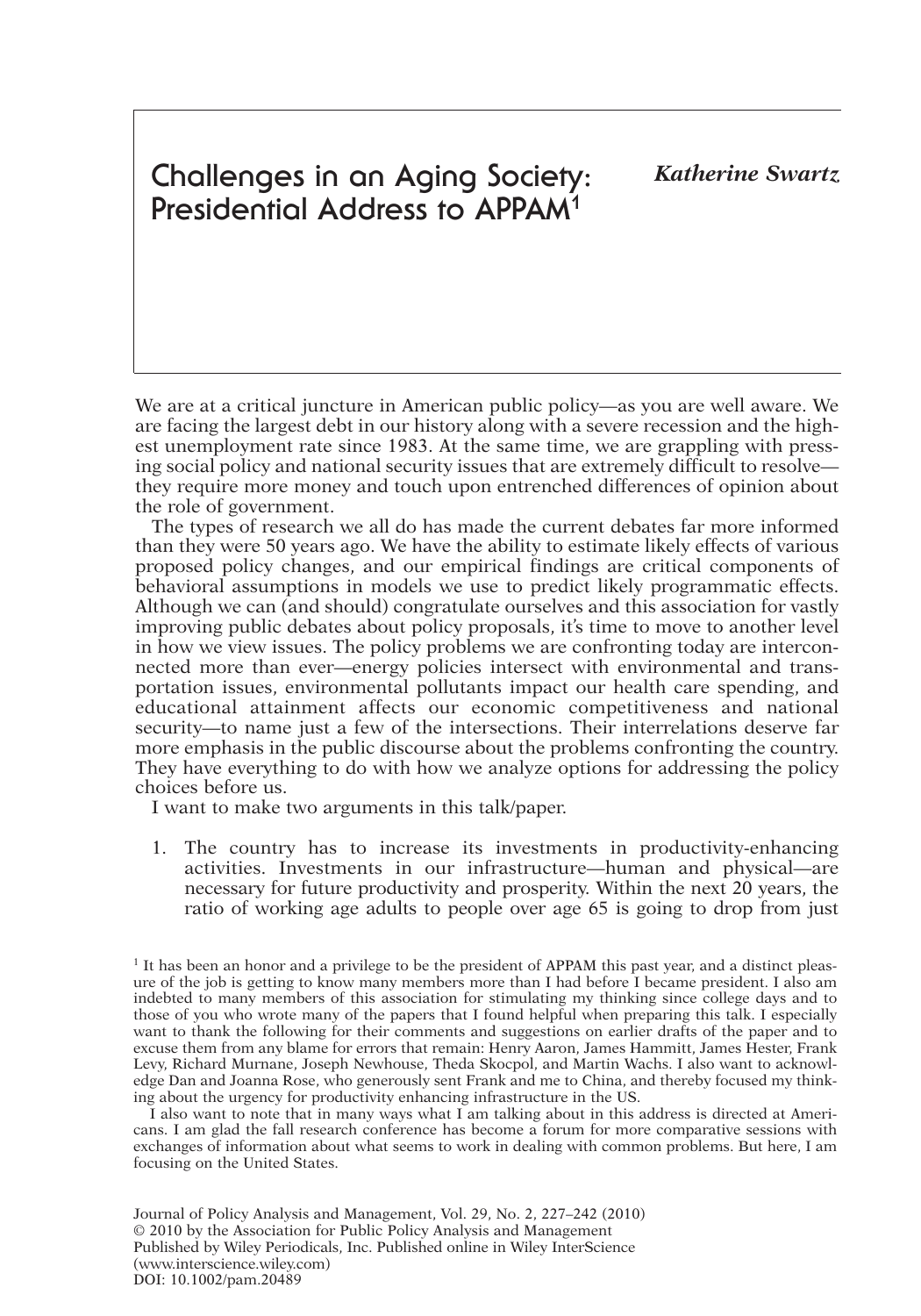# Challenges in an Aging Society: Presidential Address to APPAM[1]

*Katherine Swartz*

We are at a critical juncture in American public policy—as you are well aware. We are facing the largest debt in our history along with a severe recession and the highest unemployment rate since 1983. At the same time, we are grappling with pressing social policy and national security issues that are extremely difficult to resolve—they require more money and touch upon entrenched differences of opinion about the role of government.

The types of research we all do has made the current debates far more informed than they were 50 years ago. We have the ability to estimate likely effects of various proposed policy changes, and our empirical findings are critical components of behavioral assumptions in models we use to predict likely programmatic effects. Although we can (and should) congratulate ourselves and this association for vastly improving public debates about policy proposals, it's time to move to another level in how we view issues. The policy problems we are confronting today are interconnected more than ever—energy policies intersect with environmental and transportation issues, environmental pollutants impact our health care spending, and educational attainment affects our economic competitiveness and national security—to name just a few of the intersections. Their interrelations deserve far more emphasis in the public discourse about the problems confronting the country. They have everything to do with how we analyze options for addressing the policy choices before us.

I want to make two arguments in this talk/paper.

1. The country has to increase its investments in productivity-enhancing activities. Investments in our infrastructure—human and physical—are necessary for future productivity and prosperity. Within the next 20 years, the ratio of working age adults to people over age 65 is going to drop from just

[1] It has been an honor and a privilege to be the president of APPAM this past year, and a distinct pleasure of the job is getting to know many members more than I had before I became president. I also am indebted to many members of this association for stimulating my thinking since college days and to those of you who wrote many of the papers that I found helpful when preparing this talk. I especially want to thank the following for their comments and suggestions on earlier drafts of the paper and to excuse them from any blame for errors that remain: Henry Aaron, James Hammitt, James Hester, Frank Levy, Richard Murnane, Joseph Newhouse, Theda Skocpol, and Martin Wachs. I also want to acknowledge Dan and Joanna Rose, who generously sent Frank and me to China, and thereby focused my thinking about the urgency for productivity enhancing infrastructure in the US.

I also want to note that in many ways what I am talking about in this address is directed at Americans. I am glad the fall research conference has become a forum for more comparative sessions with exchanges of information about what seems to work in dealing with common problems. But here, I am focusing on the United States.

Journal of Policy Analysis and Management, Vol. 29, No. 2, 227–242 (2010)
© 2010 by the Association for Public Policy Analysis and Management
Published by Wiley Periodicals, Inc. Published online in Wiley InterScience (www.interscience.wiley.com)
DOI: 10.1002/pam.20489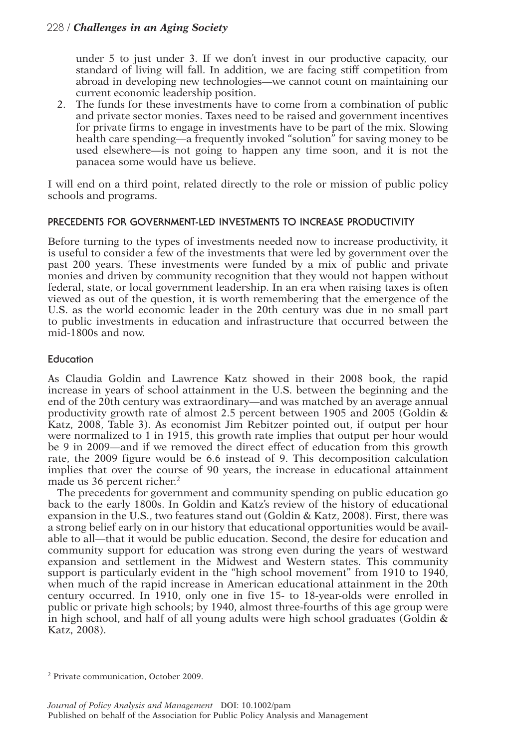under 5 to just under 3. If we don't invest in our productive capacity, our standard of living will fall. In addition, we are facing stiff competition from abroad in developing new technologies—we cannot count on maintaining our current economic leadership position.

2. The funds for these investments have to come from a combination of public and private sector monies. Taxes need to be raised and government incentives for private firms to engage in investments have to be part of the mix. Slowing health care spending—a frequently invoked "solution" for saving money to be used elsewhere—is not going to happen any time soon, and it is not the panacea some would have us believe.

I will end on a third point, related directly to the role or mission of public policy schools and programs.

## PRECEDENTS FOR GOVERNMENT-LED INVESTMENTS TO INCREASE PRODUCTIVITY

Before turning to the types of investments needed now to increase productivity, it is useful to consider a few of the investments that were led by government over the past 200 years. These investments were funded by a mix of public and private monies and driven by community recognition that they would not happen without federal, state, or local government leadership. In an era when raising taxes is often viewed as out of the question, it is worth remembering that the emergence of the U.S. as the world economic leader in the 20th century was due in no small part to public investments in education and infrastructure that occurred between the mid-1800s and now.

### Education

As Claudia Goldin and Lawrence Katz showed in their 2008 book, the rapid increase in years of school attainment in the U.S. between the beginning and the end of the 20th century was extraordinary—and was matched by an average annual productivity growth rate of almost 2.5 percent between 1905 and 2005 (Goldin & Katz, 2008, Table 3). As economist Jim Rebitzer pointed out, if output per hour were normalized to 1 in 1915, this growth rate implies that output per hour would be 9 in 2009—and if we removed the direct effect of education from this growth rate, the 2009 figure would be 6.6 instead of 9. This decomposition calculation implies that over the course of 90 years, the increase in educational attainment made us 36 percent richer.[2]

The precedents for government and community spending on public education go back to the early 1800s. In Goldin and Katz's review of the history of educational expansion in the U.S., two features stand out (Goldin & Katz, 2008). First, there was a strong belief early on in our history that educational opportunities would be available to all—that it would be public education. Second, the desire for education and community support for education was strong even during the years of westward expansion and settlement in the Midwest and Western states. This community support is particularly evident in the "high school movement" from 1910 to 1940, when much of the rapid increase in American educational attainment in the 20th century occurred. In 1910, only one in five 15- to 18-year-olds were enrolled in public or private high schools; by 1940, almost three-fourths of this age group were in high school, and half of all young adults were high school graduates (Goldin & Katz, 2008).

[2] Private communication, October 2009.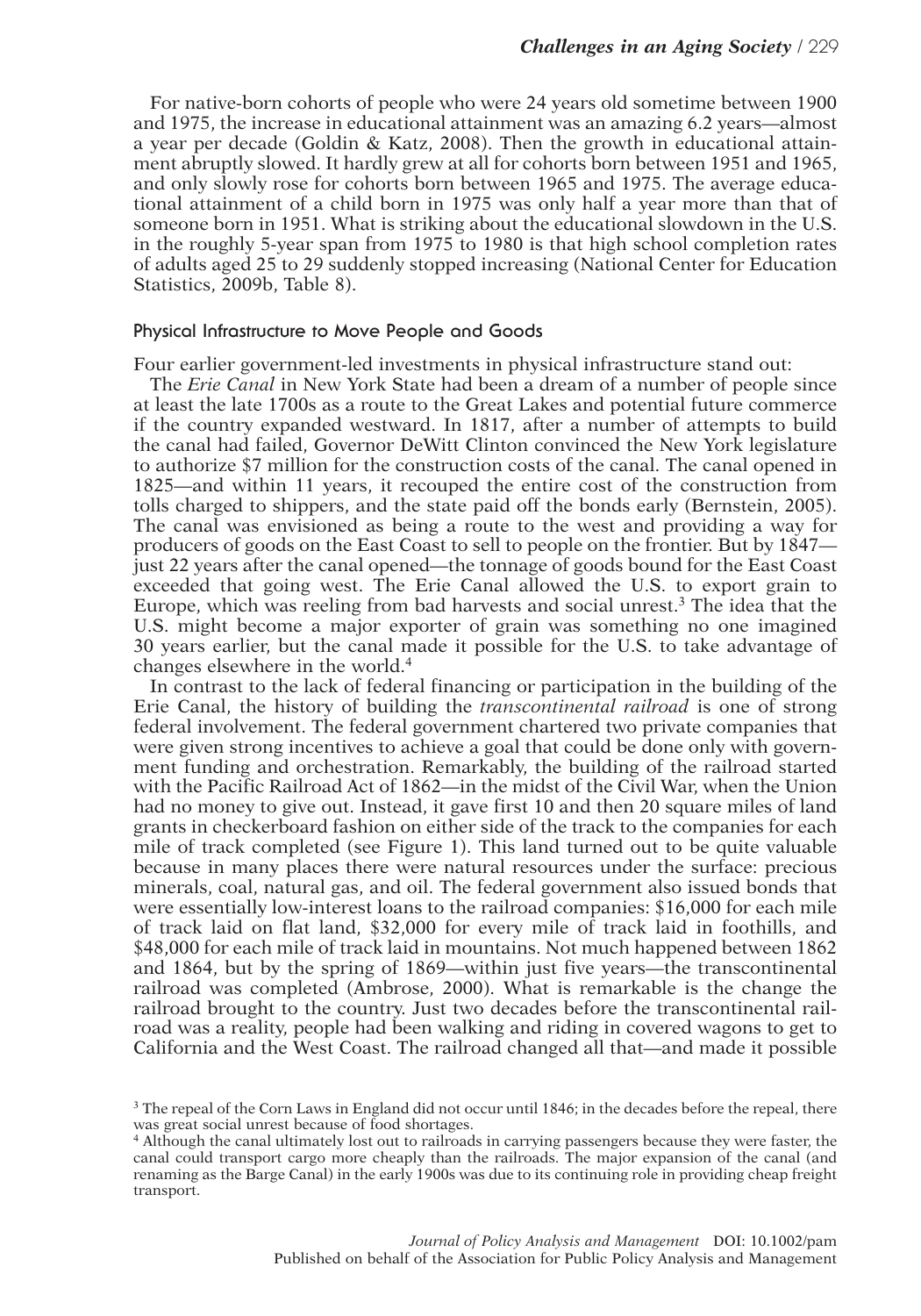For native-born cohorts of people who were 24 years old sometime between 1900 and 1975, the increase in educational attainment was an amazing 6.2 years—almost a year per decade (Goldin & Katz, 2008). Then the growth in educational attainment abruptly slowed. It hardly grew at all for cohorts born between 1951 and 1965, and only slowly rose for cohorts born between 1965 and 1975. The average educational attainment of a child born in 1975 was only half a year more than that of someone born in 1951. What is striking about the educational slowdown in the U.S. in the roughly 5-year span from 1975 to 1980 is that high school completion rates of adults aged 25 to 29 suddenly stopped increasing (National Center for Education Statistics, 2009b, Table 8).

### Physical Infrastructure to Move People and Goods

Four earlier government-led investments in physical infrastructure stand out:

The *Erie Canal* in New York State had been a dream of a number of people since at least the late 1700s as a route to the Great Lakes and potential future commerce if the country expanded westward. In 1817, after a number of attempts to build the canal had failed, Governor DeWitt Clinton convinced the New York legislature to authorize $7 million for the construction costs of the canal. The canal opened in 1825—and within 11 years, it recouped the entire cost of the construction from tolls charged to shippers, and the state paid off the bonds early (Bernstein, 2005). The canal was envisioned as being a route to the west and providing a way for producers of goods on the East Coast to sell to people on the frontier. But by 1847—just 22 years after the canal opened—the tonnage of goods bound for the East Coast exceeded that going west. The Erie Canal allowed the U.S. to export grain to Europe, which was reeling from bad harvests and social unrest.[3] The idea that the U.S. might become a major exporter of grain was something no one imagined 30 years earlier, but the canal made it possible for the U.S. to take advantage of changes elsewhere in the world.[4]

In contrast to the lack of federal financing or participation in the building of the Erie Canal, the history of building the *transcontinental railroad* is one of strong federal involvement. The federal government chartered two private companies that were given strong incentives to achieve a goal that could be done only with government funding and orchestration. Remarkably, the building of the railroad started with the Pacific Railroad Act of 1862—in the midst of the Civil War, when the Union had no money to give out. Instead, it gave first 10 and then 20 square miles of land grants in checkerboard fashion on either side of the track to the companies for each mile of track completed (see Figure 1). This land turned out to be quite valuable because in many places there were natural resources under the surface: precious minerals, coal, natural gas, and oil. The federal government also issued bonds that were essentially low-interest loans to the railroad companies: $16,000 for each mile of track laid on flat land, $32,000 for every mile of track laid in foothills, and $48,000 for each mile of track laid in mountains. Not much happened between 1862 and 1864, but by the spring of 1869—within just five years—the transcontinental railroad was completed (Ambrose, 2000). What is remarkable is the change the railroad brought to the country. Just two decades before the transcontinental railroad was a reality, people had been walking and riding in covered wagons to get to California and the West Coast. The railroad changed all that—and made it possible

[3] The repeal of the Corn Laws in England did not occur until 1846; in the decades before the repeal, there was great social unrest because of food shortages.

[4] Although the canal ultimately lost out to railroads in carrying passengers because they were faster, the canal could transport cargo more cheaply than the railroads. The major expansion of the canal (and renaming as the Barge Canal) in the early 1900s was due to its continuing role in providing cheap freight transport.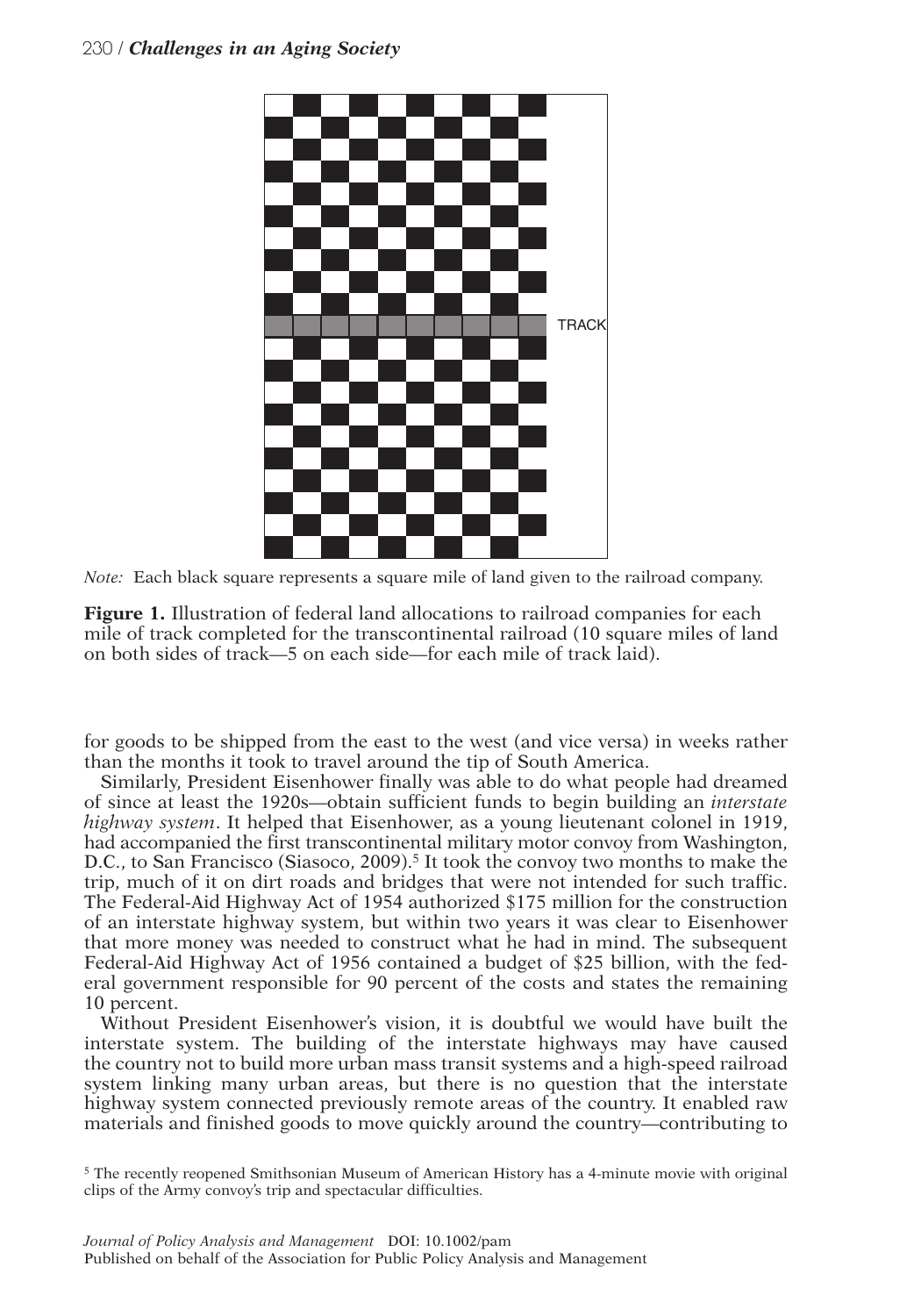TRACK

*Note:* Each black square represents a square mile of land given to the railroad company.

**Figure 1.** Illustration of federal land allocations to railroad companies for each mile of track completed for the transcontinental railroad (10 square miles of land on both sides of track—5 on each side—for each mile of track laid).

for goods to be shipped from the east to the west (and vice versa) in weeks rather than the months it took to travel around the tip of South America.

Similarly, President Eisenhower finally was able to do what people had dreamed of since at least the 1920s—obtain sufficient funds to begin building an *interstate highway system*. It helped that Eisenhower, as a young lieutenant colonel in 1919, had accompanied the first transcontinental military motor convoy from Washington, D.C., to San Francisco (Siasoco, 2009).[5] It took the convoy two months to make the trip, much of it on dirt roads and bridges that were not intended for such traffic. The Federal-Aid Highway Act of 1954 authorized $175 million for the construction of an interstate highway system, but within two years it was clear to Eisenhower that more money was needed to construct what he had in mind. The subsequent Federal-Aid Highway Act of 1956 contained a budget of $25 billion, with the federal government responsible for 90 percent of the costs and states the remaining 10 percent.

Without President Eisenhower's vision, it is doubtful we would have built the interstate system. The building of the interstate highways may have caused the country not to build more urban mass transit systems and a high-speed railroad system linking many urban areas, but there is no question that the interstate highway system connected previously remote areas of the country. It enabled raw materials and finished goods to move quickly around the country—contributing to

[5] The recently reopened Smithsonian Museum of American History has a 4-minute movie with original clips of the Army convoy's trip and spectacular difficulties.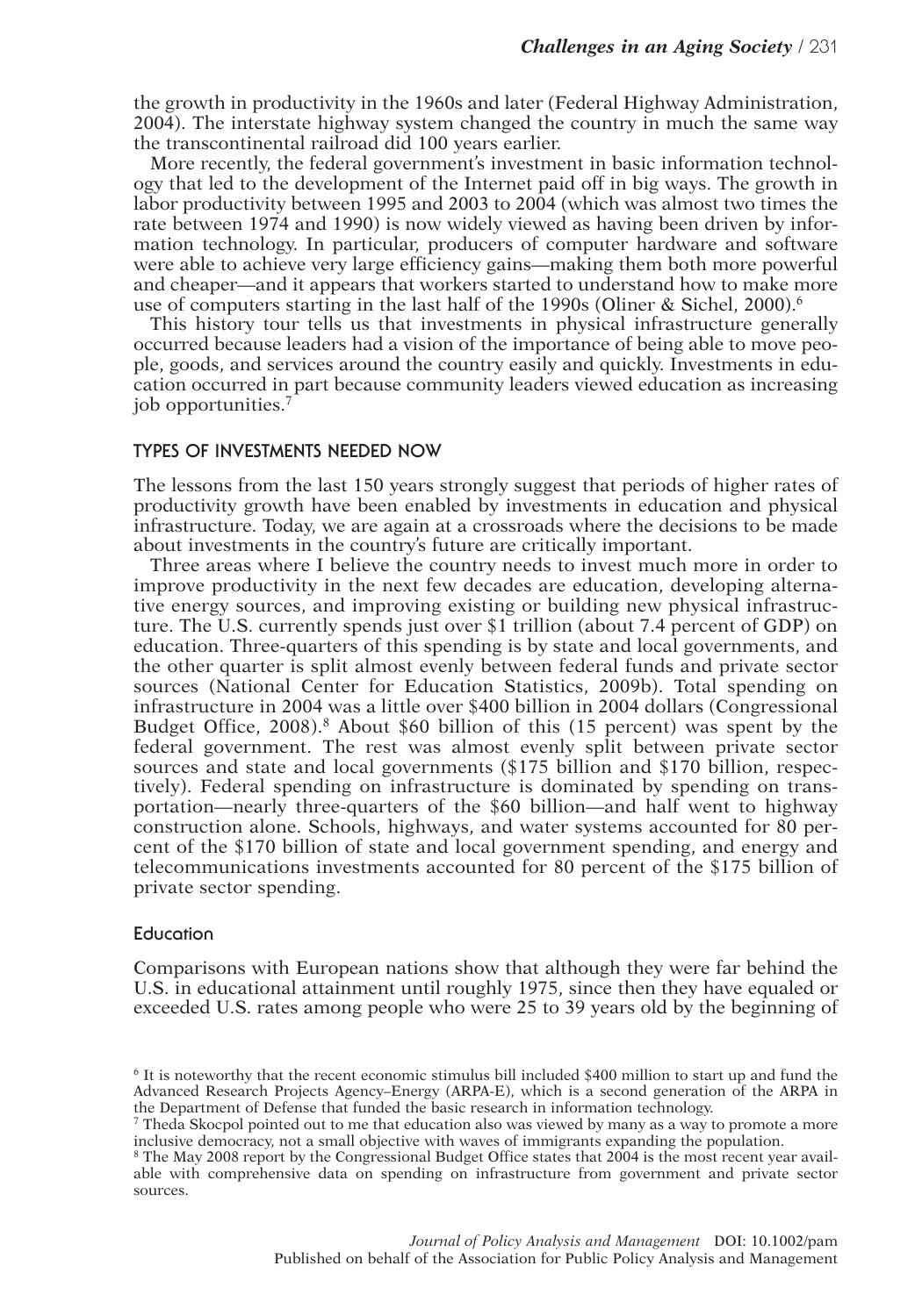the growth in productivity in the 1960s and later (Federal Highway Administration, 2004). The interstate highway system changed the country in much the same way the transcontinental railroad did 100 years earlier.

More recently, the federal government's investment in basic information technology that led to the development of the Internet paid off in big ways. The growth in labor productivity between 1995 and 2003 to 2004 (which was almost two times the rate between 1974 and 1990) is now widely viewed as having been driven by information technology. In particular, producers of computer hardware and software were able to achieve very large efficiency gains—making them both more powerful and cheaper—and it appears that workers started to understand how to make more use of computers starting in the last half of the 1990s (Oliner & Sichel, 2000).[6]

This history tour tells us that investments in physical infrastructure generally occurred because leaders had a vision of the importance of being able to move people, goods, and services around the country easily and quickly. Investments in education occurred in part because community leaders viewed education as increasing job opportunities.[7]

## TYPES OF INVESTMENTS NEEDED NOW

The lessons from the last 150 years strongly suggest that periods of higher rates of productivity growth have been enabled by investments in education and physical infrastructure. Today, we are again at a crossroads where the decisions to be made about investments in the country's future are critically important.

Three areas where I believe the country needs to invest much more in order to improve productivity in the next few decades are education, developing alternative energy sources, and improving existing or building new physical infrastructure. The U.S. currently spends just over $1 trillion (about 7.4 percent of GDP) on education. Three-quarters of this spending is by state and local governments, and the other quarter is split almost evenly between federal funds and private sector sources (National Center for Education Statistics, 2009b). Total spending on infrastructure in 2004 was a little over $400 billion in 2004 dollars (Congressional Budget Office, 2008).[8] About $60 billion of this (15 percent) was spent by the federal government. The rest was almost evenly split between private sector sources and state and local governments ($175 billion and $170 billion, respectively). Federal spending on infrastructure is dominated by spending on transportation—nearly three-quarters of the $60 billion—and half went to highway construction alone. Schools, highways, and water systems accounted for 80 percent of the $170 billion of state and local government spending, and energy and telecommunications investments accounted for 80 percent of the $175 billion of private sector spending.

### Education

Comparisons with European nations show that although they were far behind the U.S. in educational attainment until roughly 1975, since then they have equaled or exceeded U.S. rates among people who were 25 to 39 years old by the beginning of

---

[6] It is noteworthy that the recent economic stimulus bill included $400 million to start up and fund the Advanced Research Projects Agency–Energy (ARPA-E), which is a second generation of the ARPA in the Department of Defense that funded the basic research in information technology.

[7] Theda Skocpol pointed out to me that education also was viewed by many as a way to promote a more inclusive democracy, not a small objective with waves of immigrants expanding the population.

[8] The May 2008 report by the Congressional Budget Office states that 2004 is the most recent year available with comprehensive data on spending on infrastructure from government and private sector sources.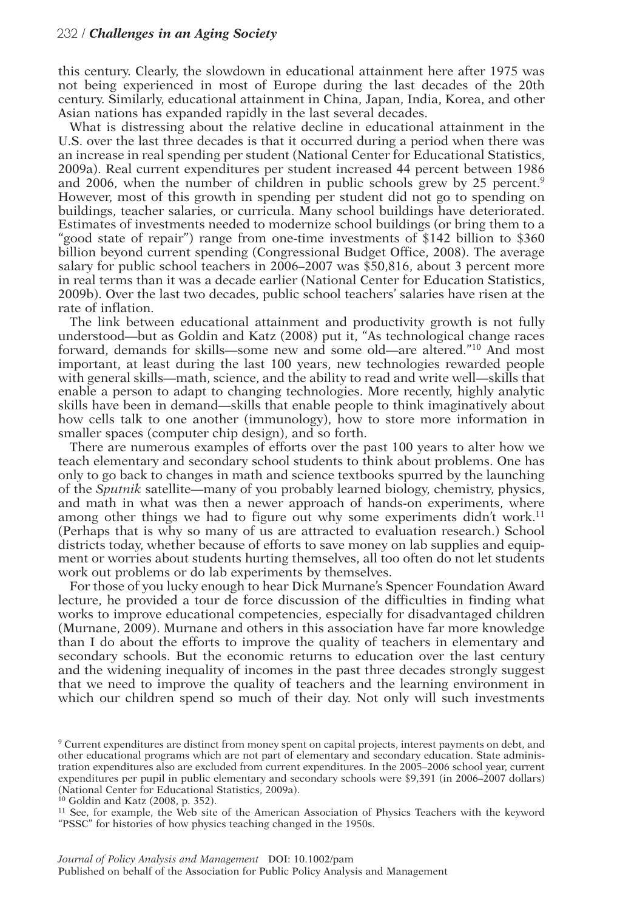this century. Clearly, the slowdown in educational attainment here after 1975 was not being experienced in most of Europe during the last decades of the 20th century. Similarly, educational attainment in China, Japan, India, Korea, and other Asian nations has expanded rapidly in the last several decades.

What is distressing about the relative decline in educational attainment in the U.S. over the last three decades is that it occurred during a period when there was an increase in real spending per student (National Center for Educational Statistics, 2009a). Real current expenditures per student increased 44 percent between 1986 and 2006, when the number of children in public schools grew by 25 percent.[9] However, most of this growth in spending per student did not go to spending on buildings, teacher salaries, or curricula. Many school buildings have deteriorated. Estimates of investments needed to modernize school buildings (or bring them to a "good state of repair") range from one-time investments of $142 billion to $360 billion beyond current spending (Congressional Budget Office, 2008). The average salary for public school teachers in 2006–2007 was $50,816, about 3 percent more in real terms than it was a decade earlier (National Center for Education Statistics, 2009b). Over the last two decades, public school teachers' salaries have risen at the rate of inflation.

The link between educational attainment and productivity growth is not fully understood—but as Goldin and Katz (2008) put it, "As technological change races forward, demands for skills—some new and some old—are altered."[10] And most important, at least during the last 100 years, new technologies rewarded people with general skills—math, science, and the ability to read and write well—skills that enable a person to adapt to changing technologies. More recently, highly analytic skills have been in demand—skills that enable people to think imaginatively about how cells talk to one another (immunology), how to store more information in smaller spaces (computer chip design), and so forth.

There are numerous examples of efforts over the past 100 years to alter how we teach elementary and secondary school students to think about problems. One has only to go back to changes in math and science textbooks spurred by the launching of the *Sputnik* satellite—many of you probably learned biology, chemistry, physics, and math in what was then a newer approach of hands-on experiments, where among other things we had to figure out why some experiments didn't work.[11] (Perhaps that is why so many of us are attracted to evaluation research.) School districts today, whether because of efforts to save money on lab supplies and equipment or worries about students hurting themselves, all too often do not let students work out problems or do lab experiments by themselves.

For those of you lucky enough to hear Dick Murnane's Spencer Foundation Award lecture, he provided a tour de force discussion of the difficulties in finding what works to improve educational competencies, especially for disadvantaged children (Murnane, 2009). Murnane and others in this association have far more knowledge than I do about the efforts to improve the quality of teachers in elementary and secondary schools. But the economic returns to education over the last century and the widening inequality of incomes in the past three decades strongly suggest that we need to improve the quality of teachers and the learning environment in which our children spend so much of their day. Not only will such investments

[9] Current expenditures are distinct from money spent on capital projects, interest payments on debt, and other educational programs which are not part of elementary and secondary education. State administration expenditures also are excluded from current expenditures. In the 2005–2006 school year, current expenditures per pupil in public elementary and secondary schools were $9,391 (in 2006–2007 dollars) (National Center for Educational Statistics, 2009a).

[10] Goldin and Katz (2008, p. 352).

[11] See, for example, the Web site of the American Association of Physics Teachers with the keyword "PSSC" for histories of how physics teaching changed in the 1950s.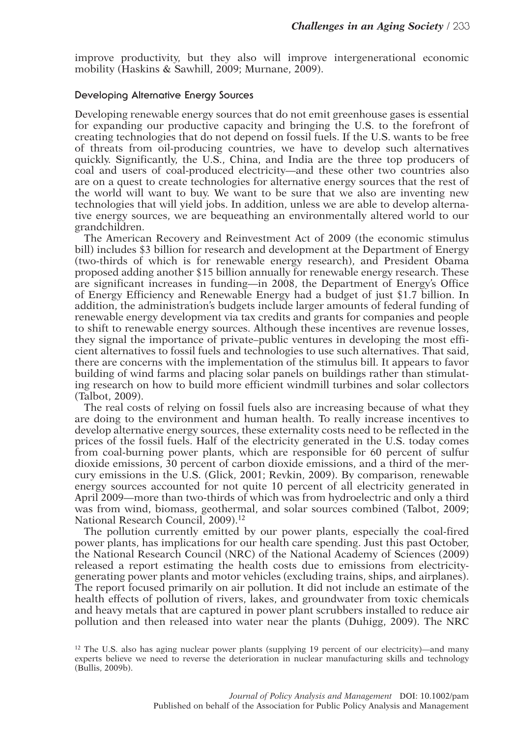improve productivity, but they also will improve intergenerational economic mobility (Haskins & Sawhill, 2009; Murnane, 2009).

### Developing Alternative Energy Sources

Developing renewable energy sources that do not emit greenhouse gases is essential for expanding our productive capacity and bringing the U.S. to the forefront of creating technologies that do not depend on fossil fuels. If the U.S. wants to be free of threats from oil-producing countries, we have to develop such alternatives quickly. Significantly, the U.S., China, and India are the three top producers of coal and users of coal-produced electricity—and these other two countries also are on a quest to create technologies for alternative energy sources that the rest of the world will want to buy. We want to be sure that we also are inventing new technologies that will yield jobs. In addition, unless we are able to develop alternative energy sources, we are bequeathing an environmentally altered world to our grandchildren.

The American Recovery and Reinvestment Act of 2009 (the economic stimulus bill) includes \$3 billion for research and development at the Department of Energy (two-thirds of which is for renewable energy research), and President Obama proposed adding another \$15 billion annually for renewable energy research. These are significant increases in funding—in 2008, the Department of Energy's Office of Energy Efficiency and Renewable Energy had a budget of just \$1.7 billion. In addition, the administration's budgets include larger amounts of federal funding of renewable energy development via tax credits and grants for companies and people to shift to renewable energy sources. Although these incentives are revenue losses, they signal the importance of private–public ventures in developing the most efficient alternatives to fossil fuels and technologies to use such alternatives. That said, there are concerns with the implementation of the stimulus bill. It appears to favor building of wind farms and placing solar panels on buildings rather than stimulating research on how to build more efficient windmill turbines and solar collectors (Talbot, 2009).

The real costs of relying on fossil fuels also are increasing because of what they are doing to the environment and human health. To really increase incentives to develop alternative energy sources, these externality costs need to be reflected in the prices of the fossil fuels. Half of the electricity generated in the U.S. today comes from coal-burning power plants, which are responsible for 60 percent of sulfur dioxide emissions, 30 percent of carbon dioxide emissions, and a third of the mercury emissions in the U.S. (Glick, 2001; Revkin, 2009). By comparison, renewable energy sources accounted for not quite 10 percent of all electricity generated in April 2009—more than two-thirds of which was from hydroelectric and only a third was from wind, biomass, geothermal, and solar sources combined (Talbot, 2009; National Research Council, 2009).[12]

The pollution currently emitted by our power plants, especially the coal-fired power plants, has implications for our health care spending. Just this past October, the National Research Council (NRC) of the National Academy of Sciences (2009) released a report estimating the health costs due to emissions from electricity-generating power plants and motor vehicles (excluding trains, ships, and airplanes). The report focused primarily on air pollution. It did not include an estimate of the health effects of pollution of rivers, lakes, and groundwater from toxic chemicals and heavy metals that are captured in power plant scrubbers installed to reduce air pollution and then released into water near the plants (Duhigg, 2009). The NRC

[12] The U.S. also has aging nuclear power plants (supplying 19 percent of our electricity)—and many experts believe we need to reverse the deterioration in nuclear manufacturing skills and technology (Bullis, 2009b).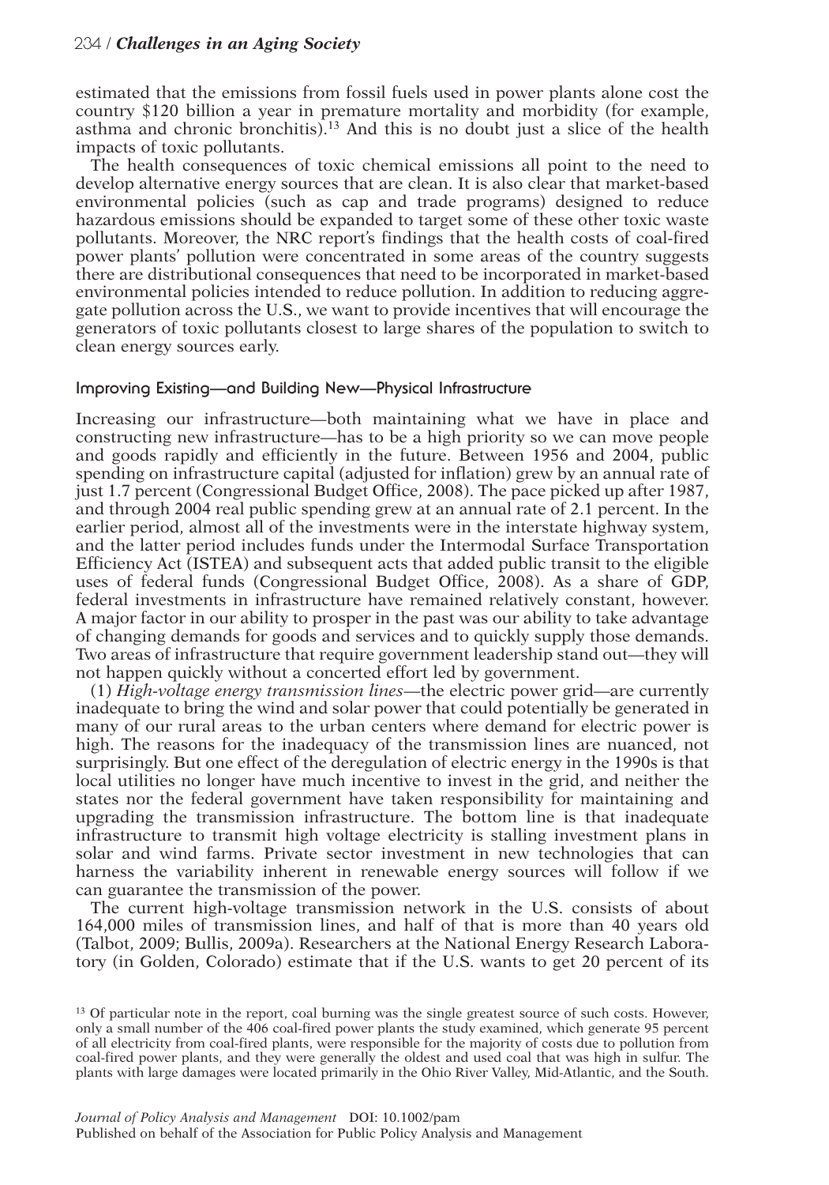estimated that the emissions from fossil fuels used in power plants alone cost the country $120 billion a year in premature mortality and morbidity (for example, asthma and chronic bronchitis).[13] And this is no doubt just a slice of the health impacts of toxic pollutants.

The health consequences of toxic chemical emissions all point to the need to develop alternative energy sources that are clean. It is also clear that market-based environmental policies (such as cap and trade programs) designed to reduce hazardous emissions should be expanded to target some of these other toxic waste pollutants. Moreover, the NRC report's findings that the health costs of coal-fired power plants' pollution were concentrated in some areas of the country suggests there are distributional consequences that need to be incorporated in market-based environmental policies intended to reduce pollution. In addition to reducing aggregate pollution across the U.S., we want to provide incentives that will encourage the generators of toxic pollutants closest to large shares of the population to switch to clean energy sources early.

## Improving Existing—and Building New—Physical Infrastructure

Increasing our infrastructure—both maintaining what we have in place and constructing new infrastructure—has to be a high priority so we can move people and goods rapidly and efficiently in the future. Between 1956 and 2004, public spending on infrastructure capital (adjusted for inflation) grew by an annual rate of just 1.7 percent (Congressional Budget Office, 2008). The pace picked up after 1987, and through 2004 real public spending grew at an annual rate of 2.1 percent. In the earlier period, almost all of the investments were in the interstate highway system, and the latter period includes funds under the Intermodal Surface Transportation Efficiency Act (ISTEA) and subsequent acts that added public transit to the eligible uses of federal funds (Congressional Budget Office, 2008). As a share of GDP, federal investments in infrastructure have remained relatively constant, however. A major factor in our ability to prosper in the past was our ability to take advantage of changing demands for goods and services and to quickly supply those demands. Two areas of infrastructure that require government leadership stand out—they will not happen quickly without a concerted effort led by government.

(1) *High-voltage energy transmission lines*—the electric power grid—are currently inadequate to bring the wind and solar power that could potentially be generated in many of our rural areas to the urban centers where demand for electric power is high. The reasons for the inadequacy of the transmission lines are nuanced, not surprisingly. But one effect of the deregulation of electric energy in the 1990s is that local utilities no longer have much incentive to invest in the grid, and neither the states nor the federal government have taken responsibility for maintaining and upgrading the transmission infrastructure. The bottom line is that inadequate infrastructure to transmit high voltage electricity is stalling investment plans in solar and wind farms. Private sector investment in new technologies that can harness the variability inherent in renewable energy sources will follow if we can guarantee the transmission of the power.

The current high-voltage transmission network in the U.S. consists of about 164,000 miles of transmission lines, and half of that is more than 40 years old (Talbot, 2009; Bullis, 2009a). Researchers at the National Energy Research Laboratory (in Golden, Colorado) estimate that if the U.S. wants to get 20 percent of its

[13] Of particular note in the report, coal burning was the single greatest source of such costs. However, only a small number of the 406 coal-fired power plants the study examined, which generate 95 percent of all electricity from coal-fired plants, were responsible for the majority of costs due to pollution from coal-fired power plants, and they were generally the oldest and used coal that was high in sulfur. The plants with large damages were located primarily in the Ohio River Valley, Mid-Atlantic, and the South.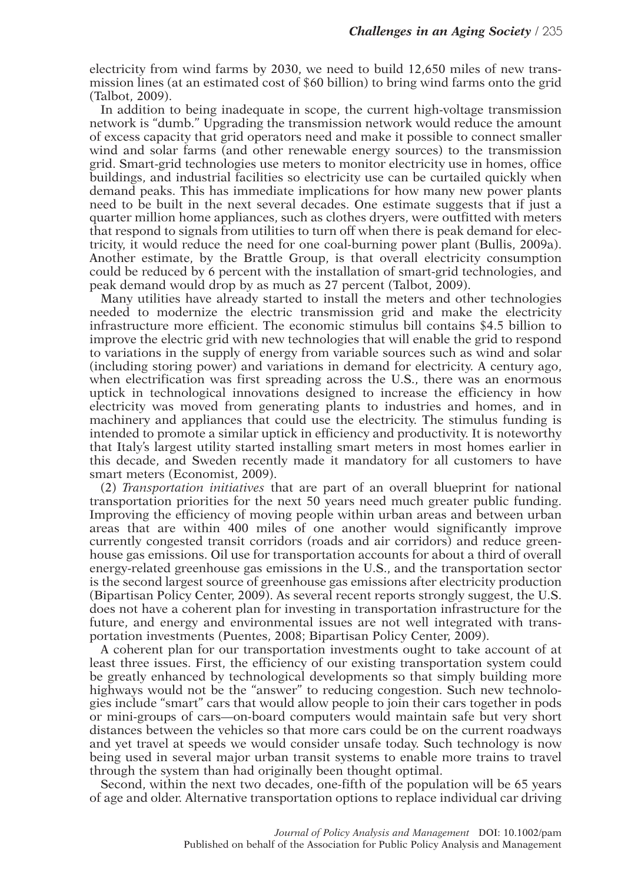electricity from wind farms by 2030, we need to build 12,650 miles of new transmission lines (at an estimated cost of $60 billion) to bring wind farms onto the grid (Talbot, 2009).

In addition to being inadequate in scope, the current high-voltage transmission network is "dumb." Upgrading the transmission network would reduce the amount of excess capacity that grid operators need and make it possible to connect smaller wind and solar farms (and other renewable energy sources) to the transmission grid. Smart-grid technologies use meters to monitor electricity use in homes, office buildings, and industrial facilities so electricity use can be curtailed quickly when demand peaks. This has immediate implications for how many new power plants need to be built in the next several decades. One estimate suggests that if just a quarter million home appliances, such as clothes dryers, were outfitted with meters that respond to signals from utilities to turn off when there is peak demand for electricity, it would reduce the need for one coal-burning power plant (Bullis, 2009a). Another estimate, by the Brattle Group, is that overall electricity consumption could be reduced by 6 percent with the installation of smart-grid technologies, and peak demand would drop by as much as 27 percent (Talbot, 2009).

Many utilities have already started to install the meters and other technologies needed to modernize the electric transmission grid and make the electricity infrastructure more efficient. The economic stimulus bill contains $4.5 billion to improve the electric grid with new technologies that will enable the grid to respond to variations in the supply of energy from variable sources such as wind and solar (including storing power) and variations in demand for electricity. A century ago, when electrification was first spreading across the U.S., there was an enormous uptick in technological innovations designed to increase the efficiency in how electricity was moved from generating plants to industries and homes, and in machinery and appliances that could use the electricity. The stimulus funding is intended to promote a similar uptick in efficiency and productivity. It is noteworthy that Italy's largest utility started installing smart meters in most homes earlier in this decade, and Sweden recently made it mandatory for all customers to have smart meters (Economist, 2009).

(2) *Transportation initiatives* that are part of an overall blueprint for national transportation priorities for the next 50 years need much greater public funding. Improving the efficiency of moving people within urban areas and between urban areas that are within 400 miles of one another would significantly improve currently congested transit corridors (roads and air corridors) and reduce greenhouse gas emissions. Oil use for transportation accounts for about a third of overall energy-related greenhouse gas emissions in the U.S., and the transportation sector is the second largest source of greenhouse gas emissions after electricity production (Bipartisan Policy Center, 2009). As several recent reports strongly suggest, the U.S. does not have a coherent plan for investing in transportation infrastructure for the future, and energy and environmental issues are not well integrated with transportation investments (Puentes, 2008; Bipartisan Policy Center, 2009).

A coherent plan for our transportation investments ought to take account of at least three issues. First, the efficiency of our existing transportation system could be greatly enhanced by technological developments so that simply building more highways would not be the "answer" to reducing congestion. Such new technologies include "smart" cars that would allow people to join their cars together in pods or mini-groups of cars—on-board computers would maintain safe but very short distances between the vehicles so that more cars could be on the current roadways and yet travel at speeds we would consider unsafe today. Such technology is now being used in several major urban transit systems to enable more trains to travel through the system than had originally been thought optimal.

Second, within the next two decades, one-fifth of the population will be 65 years of age and older. Alternative transportation options to replace individual car driving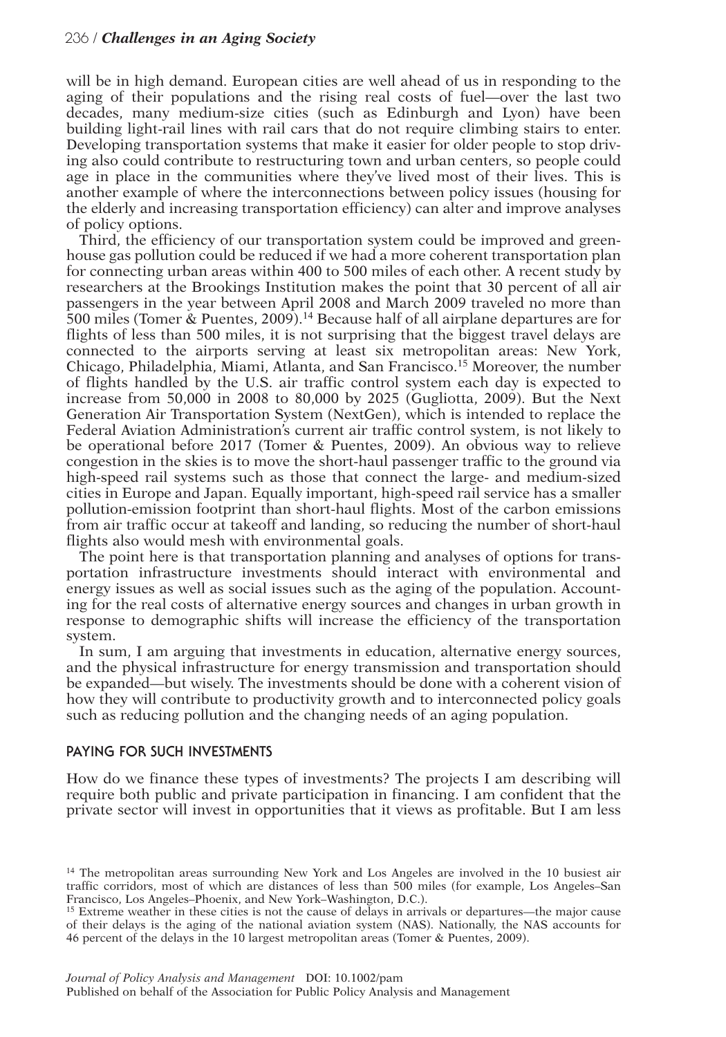will be in high demand. European cities are well ahead of us in responding to the aging of their populations and the rising real costs of fuel—over the last two decades, many medium-size cities (such as Edinburgh and Lyon) have been building light-rail lines with rail cars that do not require climbing stairs to enter. Developing transportation systems that make it easier for older people to stop driving also could contribute to restructuring town and urban centers, so people could age in place in the communities where they've lived most of their lives. This is another example of where the interconnections between policy issues (housing for the elderly and increasing transportation efficiency) can alter and improve analyses of policy options.

Third, the efficiency of our transportation system could be improved and greenhouse gas pollution could be reduced if we had a more coherent transportation plan for connecting urban areas within 400 to 500 miles of each other. A recent study by researchers at the Brookings Institution makes the point that 30 percent of all air passengers in the year between April 2008 and March 2009 traveled no more than 500 miles (Tomer & Puentes, 2009).[14] Because half of all airplane departures are for flights of less than 500 miles, it is not surprising that the biggest travel delays are connected to the airports serving at least six metropolitan areas: New York, Chicago, Philadelphia, Miami, Atlanta, and San Francisco.[15] Moreover, the number of flights handled by the U.S. air traffic control system each day is expected to increase from 50,000 in 2008 to 80,000 by 2025 (Gugliotta, 2009). But the Next Generation Air Transportation System (NextGen), which is intended to replace the Federal Aviation Administration's current air traffic control system, is not likely to be operational before 2017 (Tomer & Puentes, 2009). An obvious way to relieve congestion in the skies is to move the short-haul passenger traffic to the ground via high-speed rail systems such as those that connect the large- and medium-sized cities in Europe and Japan. Equally important, high-speed rail service has a smaller pollution-emission footprint than short-haul flights. Most of the carbon emissions from air traffic occur at takeoff and landing, so reducing the number of short-haul flights also would mesh with environmental goals.

The point here is that transportation planning and analyses of options for transportation infrastructure investments should interact with environmental and energy issues as well as social issues such as the aging of the population. Accounting for the real costs of alternative energy sources and changes in urban growth in response to demographic shifts will increase the efficiency of the transportation system.

In sum, I am arguing that investments in education, alternative energy sources, and the physical infrastructure for energy transmission and transportation should be expanded—but wisely. The investments should be done with a coherent vision of how they will contribute to productivity growth and to interconnected policy goals such as reducing pollution and the changing needs of an aging population.

## PAYING FOR SUCH INVESTMENTS

How do we finance these types of investments? The projects I am describing will require both public and private participation in financing. I am confident that the private sector will invest in opportunities that it views as profitable. But I am less

[14] The metropolitan areas surrounding New York and Los Angeles are involved in the 10 busiest air traffic corridors, most of which are distances of less than 500 miles (for example, Los Angeles–San Francisco, Los Angeles–Phoenix, and New York–Washington, D.C.).

[15] Extreme weather in these cities is not the cause of delays in arrivals or departures—the major cause of their delays is the aging of the national aviation system (NAS). Nationally, the NAS accounts for 46 percent of the delays in the 10 largest metropolitan areas (Tomer & Puentes, 2009).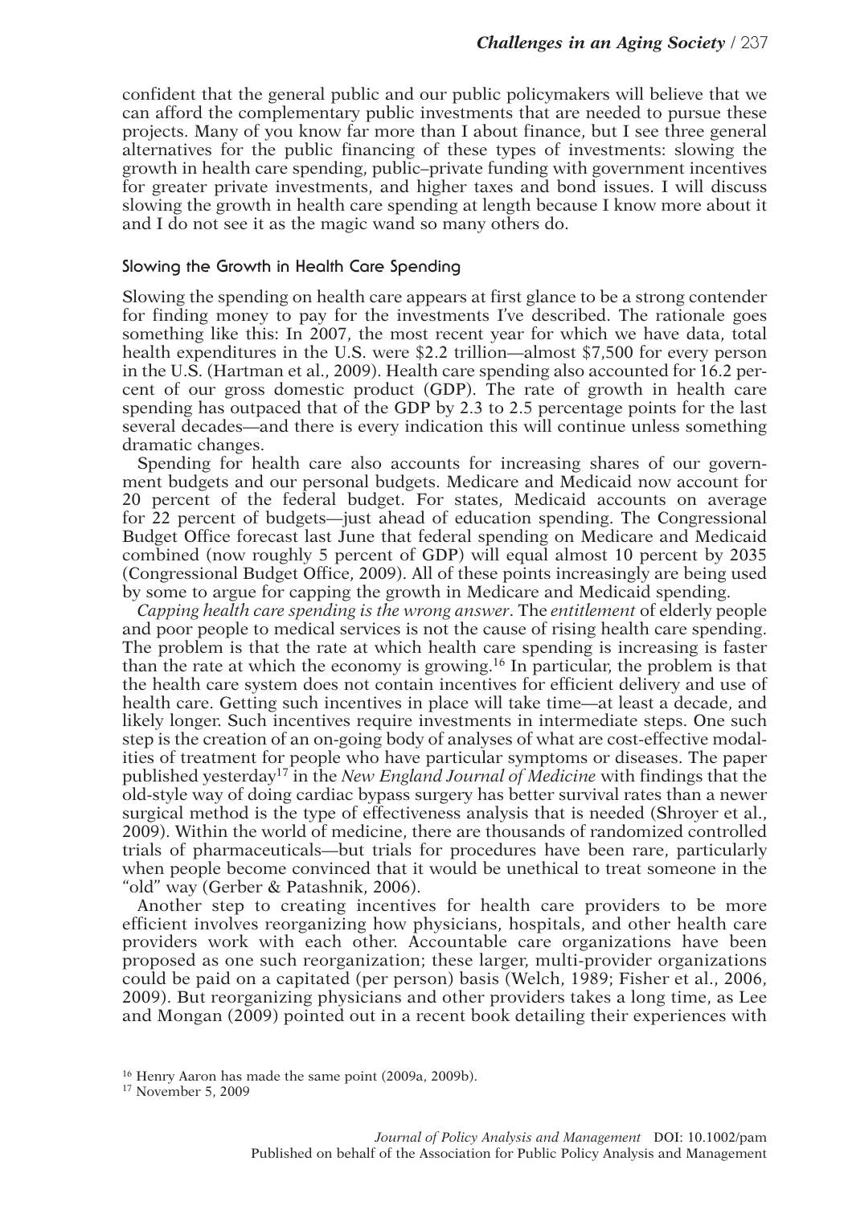confident that the general public and our public policymakers will believe that we can afford the complementary public investments that are needed to pursue these projects. Many of you know far more than I about finance, but I see three general alternatives for the public financing of these types of investments: slowing the growth in health care spending, public–private funding with government incentives for greater private investments, and higher taxes and bond issues. I will discuss slowing the growth in health care spending at length because I know more about it and I do not see it as the magic wand so many others do.

### Slowing the Growth in Health Care Spending

Slowing the spending on health care appears at first glance to be a strong contender for finding money to pay for the investments I've described. The rationale goes something like this: In 2007, the most recent year for which we have data, total health expenditures in the U.S. were $2.2 trillion—almost $7,500 for every person in the U.S. (Hartman et al., 2009). Health care spending also accounted for 16.2 percent of our gross domestic product (GDP). The rate of growth in health care spending has outpaced that of the GDP by 2.3 to 2.5 percentage points for the last several decades—and there is every indication this will continue unless something dramatic changes.

Spending for health care also accounts for increasing shares of our government budgets and our personal budgets. Medicare and Medicaid now account for 20 percent of the federal budget. For states, Medicaid accounts on average for 22 percent of budgets—just ahead of education spending. The Congressional Budget Office forecast last June that federal spending on Medicare and Medicaid combined (now roughly 5 percent of GDP) will equal almost 10 percent by 2035 (Congressional Budget Office, 2009). All of these points increasingly are being used by some to argue for capping the growth in Medicare and Medicaid spending.

*Capping health care spending is the wrong answer*. The *entitlement* of elderly people and poor people to medical services is not the cause of rising health care spending. The problem is that the rate at which health care spending is increasing is faster than the rate at which the economy is growing.[16] In particular, the problem is that the health care system does not contain incentives for efficient delivery and use of health care. Getting such incentives in place will take time—at least a decade, and likely longer. Such incentives require investments in intermediate steps. One such step is the creation of an on-going body of analyses of what are cost-effective modalities of treatment for people who have particular symptoms or diseases. The paper published yesterday[17] in the *New England Journal of Medicine* with findings that the old-style way of doing cardiac bypass surgery has better survival rates than a newer surgical method is the type of effectiveness analysis that is needed (Shroyer et al., 2009). Within the world of medicine, there are thousands of randomized controlled trials of pharmaceuticals—but trials for procedures have been rare, particularly when people become convinced that it would be unethical to treat someone in the "old" way (Gerber & Patashnik, 2006).

Another step to creating incentives for health care providers to be more efficient involves reorganizing how physicians, hospitals, and other health care providers work with each other. Accountable care organizations have been proposed as one such reorganization; these larger, multi-provider organizations could be paid on a capitated (per person) basis (Welch, 1989; Fisher et al., 2006, 2009). But reorganizing physicians and other providers takes a long time, as Lee and Mongan (2009) pointed out in a recent book detailing their experiences with

[16] Henry Aaron has made the same point (2009a, 2009b).

[17] November 5, 2009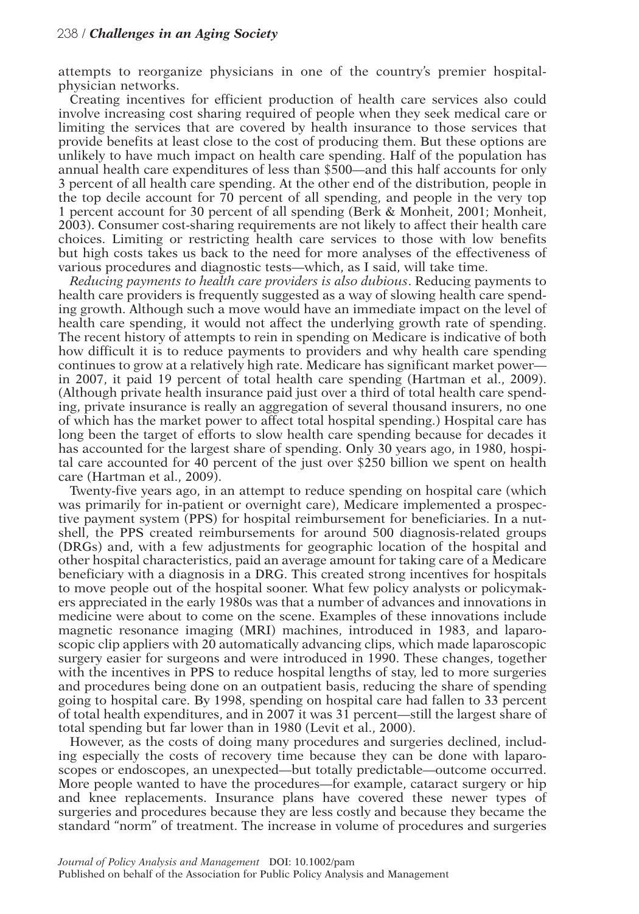attempts to reorganize physicians in one of the country's premier hospital-physician networks.

Creating incentives for efficient production of health care services also could involve increasing cost sharing required of people when they seek medical care or limiting the services that are covered by health insurance to those services that provide benefits at least close to the cost of producing them. But these options are unlikely to have much impact on health care spending. Half of the population has annual health care expenditures of less than $500—and this half accounts for only 3 percent of all health care spending. At the other end of the distribution, people in the top decile account for 70 percent of all spending, and people in the very top 1 percent account for 30 percent of all spending (Berk & Monheit, 2001; Monheit, 2003). Consumer cost-sharing requirements are not likely to affect their health care choices. Limiting or restricting health care services to those with low benefits but high costs takes us back to the need for more analyses of the effectiveness of various procedures and diagnostic tests—which, as I said, will take time.

*Reducing payments to health care providers is also dubious*. Reducing payments to health care providers is frequently suggested as a way of slowing health care spending growth. Although such a move would have an immediate impact on the level of health care spending, it would not affect the underlying growth rate of spending. The recent history of attempts to rein in spending on Medicare is indicative of both how difficult it is to reduce payments to providers and why health care spending continues to grow at a relatively high rate. Medicare has significant market power—in 2007, it paid 19 percent of total health care spending (Hartman et al., 2009). (Although private health insurance paid just over a third of total health care spending, private insurance is really an aggregation of several thousand insurers, no one of which has the market power to affect total hospital spending.) Hospital care has long been the target of efforts to slow health care spending because for decades it has accounted for the largest share of spending. Only 30 years ago, in 1980, hospital care accounted for 40 percent of the just over $250 billion we spent on health care (Hartman et al., 2009).

Twenty-five years ago, in an attempt to reduce spending on hospital care (which was primarily for in-patient or overnight care), Medicare implemented a prospective payment system (PPS) for hospital reimbursement for beneficiaries. In a nutshell, the PPS created reimbursements for around 500 diagnosis-related groups (DRGs) and, with a few adjustments for geographic location of the hospital and other hospital characteristics, paid an average amount for taking care of a Medicare beneficiary with a diagnosis in a DRG. This created strong incentives for hospitals to move people out of the hospital sooner. What few policy analysts or policymakers appreciated in the early 1980s was that a number of advances and innovations in medicine were about to come on the scene. Examples of these innovations include magnetic resonance imaging (MRI) machines, introduced in 1983, and laparoscopic clip appliers with 20 automatically advancing clips, which made laparoscopic surgery easier for surgeons and were introduced in 1990. These changes, together with the incentives in PPS to reduce hospital lengths of stay, led to more surgeries and procedures being done on an outpatient basis, reducing the share of spending going to hospital care. By 1998, spending on hospital care had fallen to 33 percent of total health expenditures, and in 2007 it was 31 percent—still the largest share of total spending but far lower than in 1980 (Levit et al., 2000).

However, as the costs of doing many procedures and surgeries declined, including especially the costs of recovery time because they can be done with laparoscopes or endoscopes, an unexpected—but totally predictable—outcome occurred. More people wanted to have the procedures—for example, cataract surgery or hip and knee replacements. Insurance plans have covered these newer types of surgeries and procedures because they are less costly and because they became the standard "norm" of treatment. The increase in volume of procedures and surgeries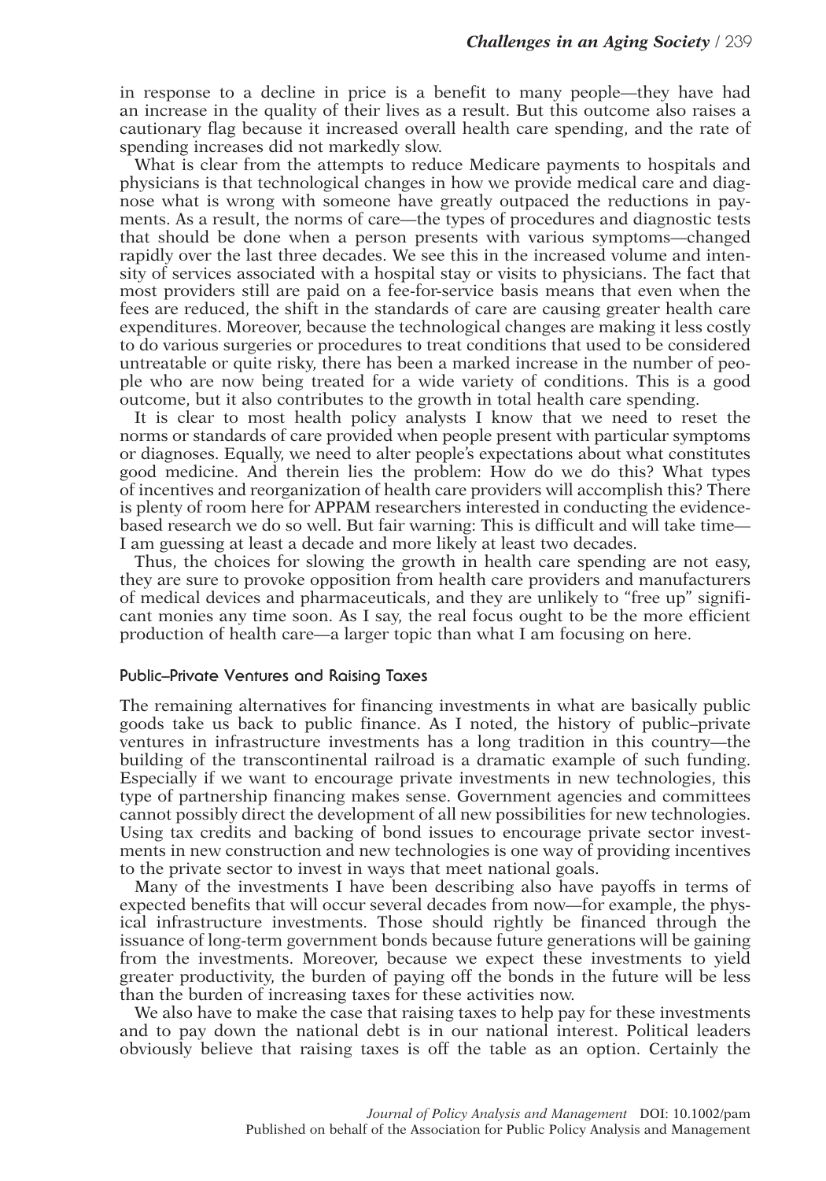in response to a decline in price is a benefit to many people—they have had an increase in the quality of their lives as a result. But this outcome also raises a cautionary flag because it increased overall health care spending, and the rate of spending increases did not markedly slow.

What is clear from the attempts to reduce Medicare payments to hospitals and physicians is that technological changes in how we provide medical care and diagnose what is wrong with someone have greatly outpaced the reductions in payments. As a result, the norms of care—the types of procedures and diagnostic tests that should be done when a person presents with various symptoms—changed rapidly over the last three decades. We see this in the increased volume and intensity of services associated with a hospital stay or visits to physicians. The fact that most providers still are paid on a fee-for-service basis means that even when the fees are reduced, the shift in the standards of care are causing greater health care expenditures. Moreover, because the technological changes are making it less costly to do various surgeries or procedures to treat conditions that used to be considered untreatable or quite risky, there has been a marked increase in the number of people who are now being treated for a wide variety of conditions. This is a good outcome, but it also contributes to the growth in total health care spending.

It is clear to most health policy analysts I know that we need to reset the norms or standards of care provided when people present with particular symptoms or diagnoses. Equally, we need to alter people's expectations about what constitutes good medicine. And therein lies the problem: How do we do this? What types of incentives and reorganization of health care providers will accomplish this? There is plenty of room here for APPAM researchers interested in conducting the evidence-based research we do so well. But fair warning: This is difficult and will take time—I am guessing at least a decade and more likely at least two decades.

Thus, the choices for slowing the growth in health care spending are not easy, they are sure to provoke opposition from health care providers and manufacturers of medical devices and pharmaceuticals, and they are unlikely to "free up" significant monies any time soon. As I say, the real focus ought to be the more efficient production of health care—a larger topic than what I am focusing on here.

## Public–Private Ventures and Raising Taxes

The remaining alternatives for financing investments in what are basically public goods take us back to public finance. As I noted, the history of public–private ventures in infrastructure investments has a long tradition in this country—the building of the transcontinental railroad is a dramatic example of such funding. Especially if we want to encourage private investments in new technologies, this type of partnership financing makes sense. Government agencies and committees cannot possibly direct the development of all new possibilities for new technologies. Using tax credits and backing of bond issues to encourage private sector investments in new construction and new technologies is one way of providing incentives to the private sector to invest in ways that meet national goals.

Many of the investments I have been describing also have payoffs in terms of expected benefits that will occur several decades from now—for example, the physical infrastructure investments. Those should rightly be financed through the issuance of long-term government bonds because future generations will be gaining from the investments. Moreover, because we expect these investments to yield greater productivity, the burden of paying off the bonds in the future will be less than the burden of increasing taxes for these activities now.

We also have to make the case that raising taxes to help pay for these investments and to pay down the national debt is in our national interest. Political leaders obviously believe that raising taxes is off the table as an option. Certainly the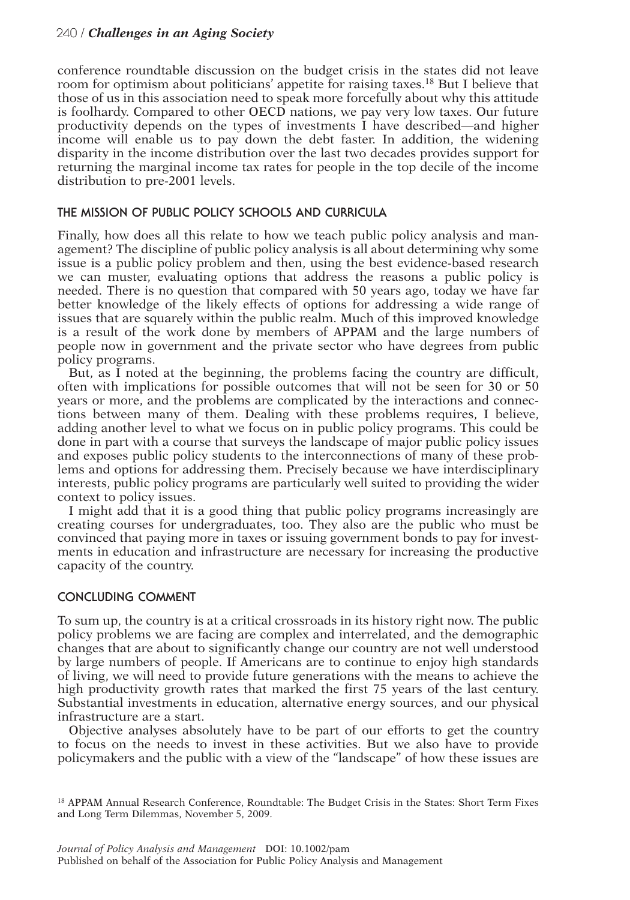conference roundtable discussion on the budget crisis in the states did not leave room for optimism about politicians' appetite for raising taxes.[18] But I believe that those of us in this association need to speak more forcefully about why this attitude is foolhardy. Compared to other OECD nations, we pay very low taxes. Our future productivity depends on the types of investments I have described—and higher income will enable us to pay down the debt faster. In addition, the widening disparity in the income distribution over the last two decades provides support for returning the marginal income tax rates for people in the top decile of the income distribution to pre-2001 levels.

## THE MISSION OF PUBLIC POLICY SCHOOLS AND CURRICULA

Finally, how does all this relate to how we teach public policy analysis and management? The discipline of public policy analysis is all about determining why some issue is a public policy problem and then, using the best evidence-based research we can muster, evaluating options that address the reasons a public policy is needed. There is no question that compared with 50 years ago, today we have far better knowledge of the likely effects of options for addressing a wide range of issues that are squarely within the public realm. Much of this improved knowledge is a result of the work done by members of APPAM and the large numbers of people now in government and the private sector who have degrees from public policy programs.

But, as I noted at the beginning, the problems facing the country are difficult, often with implications for possible outcomes that will not be seen for 30 or 50 years or more, and the problems are complicated by the interactions and connections between many of them. Dealing with these problems requires, I believe, adding another level to what we focus on in public policy programs. This could be done in part with a course that surveys the landscape of major public policy issues and exposes public policy students to the interconnections of many of these problems and options for addressing them. Precisely because we have interdisciplinary interests, public policy programs are particularly well suited to providing the wider context to policy issues.

I might add that it is a good thing that public policy programs increasingly are creating courses for undergraduates, too. They also are the public who must be convinced that paying more in taxes or issuing government bonds to pay for investments in education and infrastructure are necessary for increasing the productive capacity of the country.

## CONCLUDING COMMENT

To sum up, the country is at a critical crossroads in its history right now. The public policy problems we are facing are complex and interrelated, and the demographic changes that are about to significantly change our country are not well understood by large numbers of people. If Americans are to continue to enjoy high standards of living, we will need to provide future generations with the means to achieve the high productivity growth rates that marked the first 75 years of the last century. Substantial investments in education, alternative energy sources, and our physical infrastructure are a start.

Objective analyses absolutely have to be part of our efforts to get the country to focus on the needs to invest in these activities. But we also have to provide policymakers and the public with a view of the "landscape" of how these issues are

[18] APPAM Annual Research Conference, Roundtable: The Budget Crisis in the States: Short Term Fixes and Long Term Dilemmas, November 5, 2009.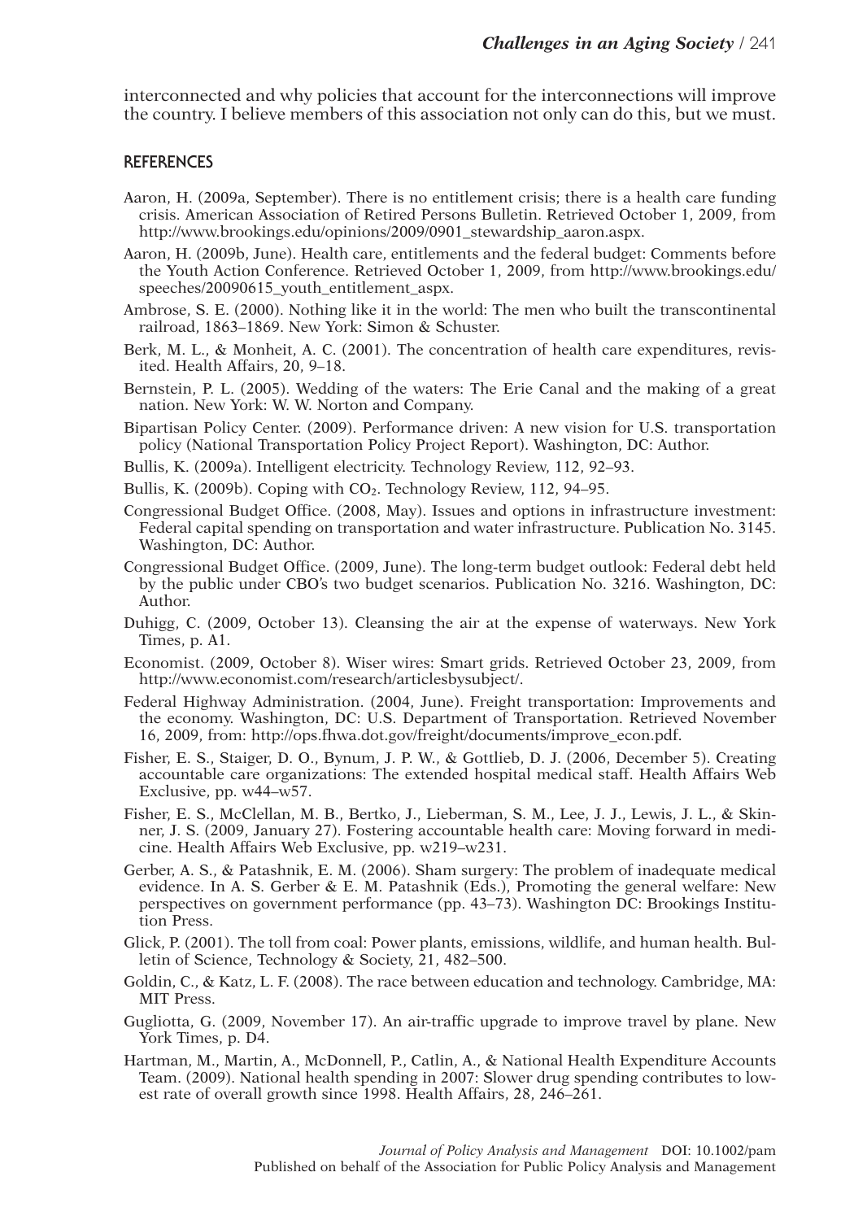interconnected and why policies that account for the interconnections will improve the country. I believe members of this association not only can do this, but we must.

## REFERENCES

Aaron, H. (2009a, September). There is no entitlement crisis; there is a health care funding crisis. American Association of Retired Persons Bulletin. Retrieved October 1, 2009, from http://www.brookings.edu/opinions/2009/0901_stewardship_aaron.aspx.

Aaron, H. (2009b, June). Health care, entitlements and the federal budget: Comments before the Youth Action Conference. Retrieved October 1, 2009, from http://www.brookings.edu/speeches/20090615_youth_entitlement_aspx.

Ambrose, S. E. (2000). Nothing like it in the world: The men who built the transcontinental railroad, 1863–1869. New York: Simon & Schuster.

Berk, M. L., & Monheit, A. C. (2001). The concentration of health care expenditures, revisited. Health Affairs, 20, 9–18.

Bernstein, P. L. (2005). Wedding of the waters: The Erie Canal and the making of a great nation. New York: W. W. Norton and Company.

Bipartisan Policy Center. (2009). Performance driven: A new vision for U.S. transportation policy (National Transportation Policy Project Report). Washington, DC: Author.

Bullis, K. (2009a). Intelligent electricity. Technology Review, 112, 92–93.

Bullis, K. (2009b). Coping with $CO_2$. Technology Review, 112, 94–95.

Congressional Budget Office. (2008, May). Issues and options in infrastructure investment: Federal capital spending on transportation and water infrastructure. Publication No. 3145. Washington, DC: Author.

Congressional Budget Office. (2009, June). The long-term budget outlook: Federal debt held by the public under CBO's two budget scenarios. Publication No. 3216. Washington, DC: Author.

Duhigg, C. (2009, October 13). Cleansing the air at the expense of waterways. New York Times, p. A1.

Economist. (2009, October 8). Wiser wires: Smart grids. Retrieved October 23, 2009, from http://www.economist.com/research/articlesbysubject/.

Federal Highway Administration. (2004, June). Freight transportation: Improvements and the economy. Washington, DC: U.S. Department of Transportation. Retrieved November 16, 2009, from: http://ops.fhwa.dot.gov/freight/documents/improve_econ.pdf.

Fisher, E. S., Staiger, D. O., Bynum, J. P. W., & Gottlieb, D. J. (2006, December 5). Creating accountable care organizations: The extended hospital medical staff. Health Affairs Web Exclusive, pp. w44–w57.

Fisher, E. S., McClellan, M. B., Bertko, J., Lieberman, S. M., Lee, J. J., Lewis, J. L., & Skinner, J. S. (2009, January 27). Fostering accountable health care: Moving forward in medicine. Health Affairs Web Exclusive, pp. w219–w231.

Gerber, A. S., & Patashnik, E. M. (2006). Sham surgery: The problem of inadequate medical evidence. In A. S. Gerber & E. M. Patashnik (Eds.), Promoting the general welfare: New perspectives on government performance (pp. 43–73). Washington DC: Brookings Institution Press.

Glick, P. (2001). The toll from coal: Power plants, emissions, wildlife, and human health. Bulletin of Science, Technology & Society, 21, 482–500.

Goldin, C., & Katz, L. F. (2008). The race between education and technology. Cambridge, MA: MIT Press.

Gugliotta, G. (2009, November 17). An air-traffic upgrade to improve travel by plane. New York Times, p. D4.

Hartman, M., Martin, A., McDonnell, P., Catlin, A., & National Health Expenditure Accounts Team. (2009). National health spending in 2007: Slower drug spending contributes to lowest rate of overall growth since 1998. Health Affairs, 28, 246–261.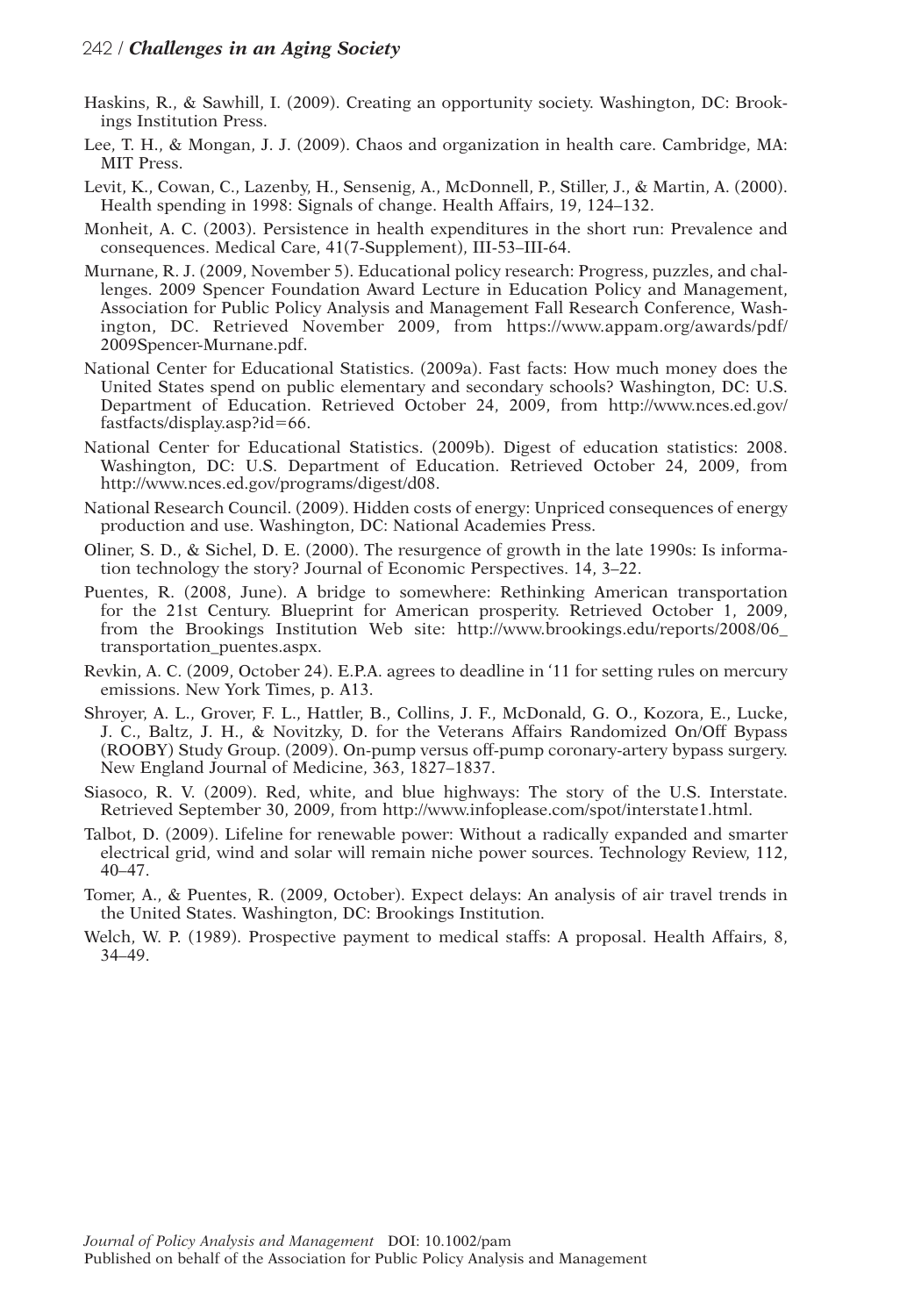Haskins, R., & Sawhill, I. (2009). Creating an opportunity society. Washington, DC: Brookings Institution Press.

Lee, T. H., & Mongan, J. J. (2009). Chaos and organization in health care. Cambridge, MA: MIT Press.

Levit, K., Cowan, C., Lazenby, H., Sensenig, A., McDonnell, P., Stiller, J., & Martin, A. (2000). Health spending in 1998: Signals of change. Health Affairs, 19, 124–132.

Monheit, A. C. (2003). Persistence in health expenditures in the short run: Prevalence and consequences. Medical Care, 41(7-Supplement), III-53–III-64.

Murnane, R. J. (2009, November 5). Educational policy research: Progress, puzzles, and challenges. 2009 Spencer Foundation Award Lecture in Education Policy and Management, Association for Public Policy Analysis and Management Fall Research Conference, Washington, DC. Retrieved November 2009, from https://www.appam.org/awards/pdf/2009Spencer-Murnane.pdf.

National Center for Educational Statistics. (2009a). Fast facts: How much money does the United States spend on public elementary and secondary schools? Washington, DC: U.S. Department of Education. Retrieved October 24, 2009, from http://www.nces.ed.gov/fastfacts/display.asp?id=66.

National Center for Educational Statistics. (2009b). Digest of education statistics: 2008. Washington, DC: U.S. Department of Education. Retrieved October 24, 2009, from http://www.nces.ed.gov/programs/digest/d08.

National Research Council. (2009). Hidden costs of energy: Unpriced consequences of energy production and use. Washington, DC: National Academies Press.

Oliner, S. D., & Sichel, D. E. (2000). The resurgence of growth in the late 1990s: Is information technology the story? Journal of Economic Perspectives. 14, 3–22.

Puentes, R. (2008, June). A bridge to somewhere: Rethinking American transportation for the 21st Century. Blueprint for American prosperity. Retrieved October 1, 2009, from the Brookings Institution Web site: http://www.brookings.edu/reports/2008/06_transportation_puentes.aspx.

Revkin, A. C. (2009, October 24). E.P.A. agrees to deadline in '11 for setting rules on mercury emissions. New York Times, p. A13.

Shroyer, A. L., Grover, F. L., Hattler, B., Collins, J. F., McDonald, G. O., Kozora, E., Lucke, J. C., Baltz, J. H., & Novitzky, D. for the Veterans Affairs Randomized On/Off Bypass (ROOBY) Study Group. (2009). On-pump versus off-pump coronary-artery bypass surgery. New England Journal of Medicine, 363, 1827–1837.

Siasoco, R. V. (2009). Red, white, and blue highways: The story of the U.S. Interstate. Retrieved September 30, 2009, from http://www.infoplease.com/spot/interstate1.html.

Talbot, D. (2009). Lifeline for renewable power: Without a radically expanded and smarter electrical grid, wind and solar will remain niche power sources. Technology Review, 112, 40–47.

Tomer, A., & Puentes, R. (2009, October). Expect delays: An analysis of air travel trends in the United States. Washington, DC: Brookings Institution.

Welch, W. P. (1989). Prospective payment to medical staffs: A proposal. Health Affairs, 8, 34–49.